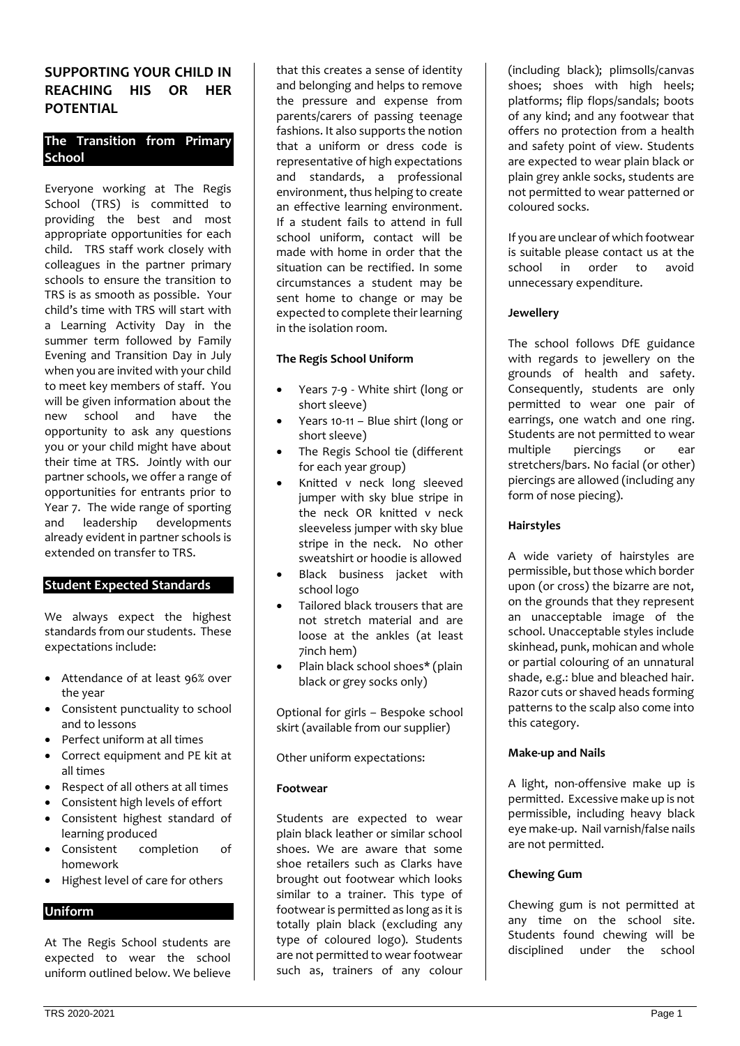# SUPPORTING YOUR CHILD IN REACHING HIS OR HER POTENTIAL

## The Transition from Primary School

Everyone working at The Regis School (TRS) is committed to providing the best and most appropriate opportunities for each child. TRS staff work closely with colleagues in the partner primary schools to ensure the transition to TRS is as smooth as possible. Your child's time with TRS will start with a Learning Activity Day in the summer term followed by Family Evening and Transition Day in July when you are invited with your child to meet key members of staff. You will be given information about the new school and have the opportunity to ask any questions you or your child might have about their time at TRS. Jointly with our partner schools, we offer a range of opportunities for entrants prior to Year 7. The wide range of sporting and leadership developments already evident in partner schools is extended on transfer to TRS.

## Student Expected Standards

We always expect the highest standards from our students. These expectations include:

- Attendance of at least 96% over the year
- Consistent punctuality to school and to lessons
- Perfect uniform at all times
- Correct equipment and PE kit at all times
- Respect of all others at all times
- Consistent high levels of effort
- Consistent highest standard of learning produced
- Consistent completion of homework
- Highest level of care for others

## Uniform

At The Regis School students are expected to wear the school uniform outlined below. We believe that this creates a sense of identity and belonging and helps to remove the pressure and expense from parents/carers of passing teenage fashions. It also supports the notion that a uniform or dress code is representative of high expectations and standards, a professional environment, thus helping to create an effective learning environment. If a student fails to attend in full school uniform, contact will be made with home in order that the situation can be rectified. In some circumstances a student may be sent home to change or may be expected to complete their learning in the isolation room.

### The Regis School Uniform

- Years 7-9 - White shirt (long or short sleeve)
- Years 10-11 – Blue shirt (long or short sleeve)
- The Regis School tie (different for each year group)
- Knitted v neck long sleeved jumper with sky blue stripe in the neck OR knitted v neck sleeveless jumper with sky blue stripe in the neck. No other sweatshirt or hoodie is allowed
- Black business jacket with school logo
- Tailored black trousers that are not stretch material and are loose at the ankles (at least 7inch hem)
- Plain black school shoes* (plain black or grey socks only)

Optional for girls – Bespoke school skirt (available from our supplier)

Other uniform expectations:

### Footwear

Students are expected to wear plain black leather or similar school shoes. We are aware that some shoe retailers such as Clarks have brought out footwear which looks similar to a trainer. This type of footwear is permitted as long as it is totally plain black (excluding any type of coloured logo). Students are not permitted to wear footwear such as, trainers of any colour (including black); plimsolls/canvas shoes; shoes with high heels; platforms; flip flops/sandals; boots of any kind; and any footwear that offers no protection from a health and safety point of view. Students are expected to wear plain black or plain grey ankle socks, students are not permitted to wear patterned or coloured socks.

If you are unclear of which footwear is suitable please contact us at the school in order to avoid unnecessary expenditure.

### Jewellery

The school follows DfE guidance with regards to jewellery on the grounds of health and safety. Consequently, students are only permitted to wear one pair of earrings, one watch and one ring. Students are not permitted to wear multiple piercings or ear stretchers/bars. No facial (or other) piercings are allowed (including any form of nose piecing).

### Hairstyles

A wide variety of hairstyles are permissible, but those which border upon (or cross) the bizarre are not, on the grounds that they represent an unacceptable image of the school. Unacceptable styles include skinhead, punk, mohican and whole or partial colouring of an unnatural shade, e.g.: blue and bleached hair. Razor cuts or shaved heads forming patterns to the scalp also come into this category.

### Make-up and Nails

A light, non-offensive make up is permitted. Excessive make up is not permissible, including heavy black eye make-up. Nail varnish/false nails are not permitted.

### Chewing Gum

Chewing gum is not permitted at any time on the school site. Students found chewing will be disciplined under the school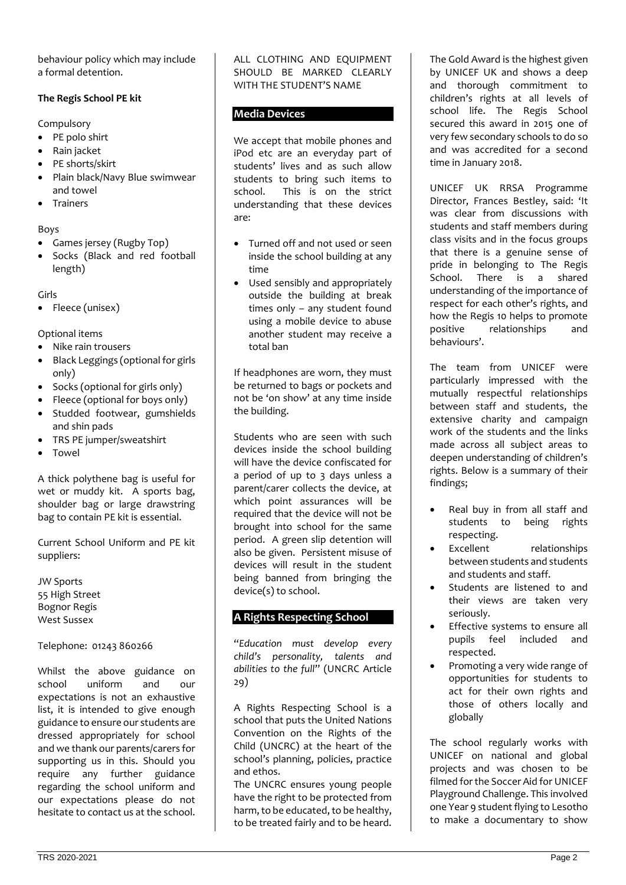behaviour policy which may include a formal detention.

**The Regis School PE kit**

Compulsory

- PE polo shirt
- Rain jacket
- PE shorts/skirt
- Plain black/Navy Blue swimwear and towel
- Trainers

Boys

- Games jersey (Rugby Top)
- Socks (Black and red football length)

Girls

- Fleece (unisex)

Optional items

- Nike rain trousers
- Black Leggings (optional for girls only)
- Socks (optional for girls only)
- Fleece (optional for boys only)
- Studded footwear, gumshields and shin pads
- TRS PE jumper/sweatshirt
- Towel

A thick polythene bag is useful for wet or muddy kit. A sports bag, shoulder bag or large drawstring bag to contain PE kit is essential.

Current School Uniform and PE kit suppliers:

JW Sports
55 High Street
Bognor Regis
West Sussex

Telephone: 01243 860266

Whilst the above guidance on school uniform and our expectations is not an exhaustive list, it is intended to give enough guidance to ensure our students are dressed appropriately for school and we thank our parents/carers for supporting us in this. Should you require any further guidance regarding the school uniform and our expectations please do not hesitate to contact us at the school.

ALL CLOTHING AND EQUIPMENT SHOULD BE MARKED CLEARLY WITH THE STUDENT'S NAME

## Media Devices

We accept that mobile phones and iPod etc are an everyday part of students' lives and as such allow students to bring such items to school. This is on the strict understanding that these devices are:

- Turned off and not used or seen inside the school building at any time
- Used sensibly and appropriately outside the building at break times only – any student found using a mobile device to abuse another student may receive a total ban

If headphones are worn, they must be returned to bags or pockets and not be 'on show' at any time inside the building.

Students who are seen with such devices inside the school building will have the device confiscated for a period of up to 3 days unless a parent/carer collects the device, at which point assurances will be required that the device will not be brought into school for the same period. A green slip detention will also be given. Persistent misuse of devices will result in the student being banned from bringing the device(s) to school.

## A Rights Respecting School

"*Education must develop every child's personality, talents and abilities to the full*" (UNCRC Article 29)

A Rights Respecting School is a school that puts the United Nations Convention on the Rights of the Child (UNCRC) at the heart of the school's planning, policies, practice and ethos.

The UNCRC ensures young people have the right to be protected from harm, to be educated, to be healthy, to be treated fairly and to be heard.

The Gold Award is the highest given by UNICEF UK and shows a deep and thorough commitment to children's rights at all levels of school life. The Regis School secured this award in 2015 one of very few secondary schools to do so and was accredited for a second time in January 2018.

UNICEF UK RRSA Programme Director, Frances Bestley, said: 'It was clear from discussions with students and staff members during class visits and in the focus groups that there is a genuine sense of pride in belonging to The Regis School. There is a shared understanding of the importance of respect for each other's rights, and how the Regis 10 helps to promote positive relationships and behaviours'.

The team from UNICEF were particularly impressed with the mutually respectful relationships between staff and students, the extensive charity and campaign work of the students and the links made across all subject areas to deepen understanding of children's rights. Below is a summary of their findings;

- Real buy in from all staff and students to being rights respecting.
- Excellent relationships between students and students and students and staff.
- Students are listened to and their views are taken very seriously.
- Effective systems to ensure all pupils feel included and respected.
- Promoting a very wide range of opportunities for students to act for their own rights and those of others locally and globally

The school regularly works with UNICEF on national and global projects and was chosen to be filmed for the Soccer Aid for UNICEF Playground Challenge. This involved one Year 9 student flying to Lesotho to make a documentary to show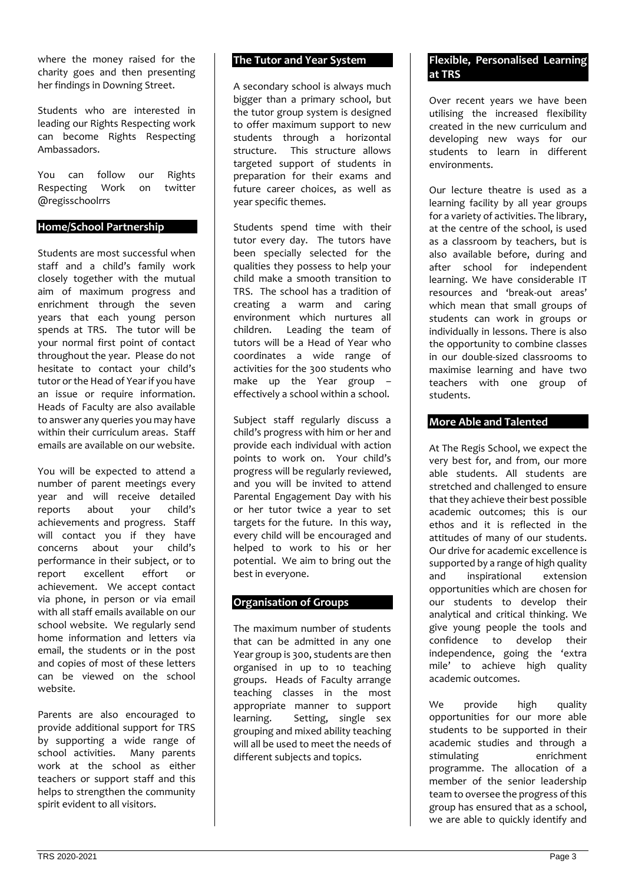where the money raised for the charity goes and then presenting her findings in Downing Street.

Students who are interested in leading our Rights Respecting work can become Rights Respecting Ambassadors.

You can follow our Rights Respecting Work on twitter @regisschoolrrs

## Home/School Partnership

Students are most successful when staff and a child's family work closely together with the mutual aim of maximum progress and enrichment through the seven years that each young person spends at TRS. The tutor will be your normal first point of contact throughout the year. Please do not hesitate to contact your child's tutor or the Head of Year if you have an issue or require information. Heads of Faculty are also available to answer any queries you may have within their curriculum areas. Staff emails are available on our website.

You will be expected to attend a number of parent meetings every year and will receive detailed reports about your child's achievements and progress. Staff will contact you if they have concerns about your child's performance in their subject, or to report excellent effort or achievement. We accept contact via phone, in person or via email with all staff emails available on our school website. We regularly send home information and letters via email, the students or in the post and copies of most of these letters can be viewed on the school website.

Parents are also encouraged to provide additional support for TRS by supporting a wide range of school activities. Many parents work at the school as either teachers or support staff and this helps to strengthen the community spirit evident to all visitors.

## The Tutor and Year System

A secondary school is always much bigger than a primary school, but the tutor group system is designed to offer maximum support to new students through a horizontal structure. This structure allows targeted support of students in preparation for their exams and future career choices, as well as year specific themes.

Students spend time with their tutor every day. The tutors have been specially selected for the qualities they possess to help your child make a smooth transition to TRS. The school has a tradition of creating a warm and caring environment which nurtures all children. Leading the team of tutors will be a Head of Year who coordinates a wide range of activities for the 300 students who make up the Year group – effectively a school within a school.

Subject staff regularly discuss a child's progress with him or her and provide each individual with action points to work on. Your child's progress will be regularly reviewed, and you will be invited to attend Parental Engagement Day with his or her tutor twice a year to set targets for the future. In this way, every child will be encouraged and helped to work to his or her potential. We aim to bring out the best in everyone.

## Organisation of Groups

The maximum number of students that can be admitted in any one Year group is 300, students are then organised in up to 10 teaching groups. Heads of Faculty arrange teaching classes in the most appropriate manner to support learning. Setting, single sex grouping and mixed ability teaching will all be used to meet the needs of different subjects and topics.

## Flexible, Personalised Learning at TRS

Over recent years we have been utilising the increased flexibility created in the new curriculum and developing new ways for our students to learn in different environments.

Our lecture theatre is used as a learning facility by all year groups for a variety of activities. The library, at the centre of the school, is used as a classroom by teachers, but is also available before, during and after school for independent learning. We have considerable IT resources and 'break-out areas' which mean that small groups of students can work in groups or individually in lessons. There is also the opportunity to combine classes in our double-sized classrooms to maximise learning and have two teachers with one group of students.

## More Able and Talented

At The Regis School, we expect the very best for, and from, our more able students. All students are stretched and challenged to ensure that they achieve their best possible academic outcomes; this is our ethos and it is reflected in the attitudes of many of our students. Our drive for academic excellence is supported by a range of high quality and inspirational extension opportunities which are chosen for our students to develop their analytical and critical thinking. We give young people the tools and confidence to develop their independence, going the 'extra mile' to achieve high quality academic outcomes.

We provide high quality opportunities for our more able students to be supported in their academic studies and through a stimulating enrichment programme. The allocation of a member of the senior leadership team to oversee the progress of this group has ensured that as a school, we are able to quickly identify and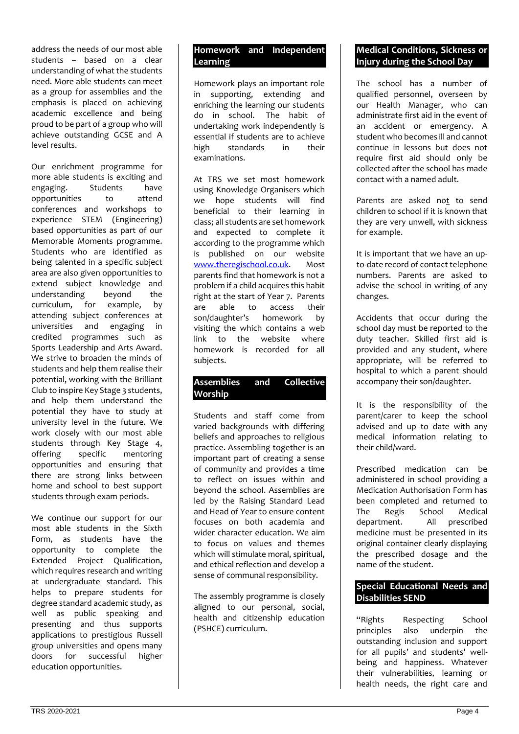address the needs of our most able students – based on a clear understanding of what the students need. More able students can meet as a group for assemblies and the emphasis is placed on achieving academic excellence and being proud to be part of a group who will achieve outstanding GCSE and A level results.

Our enrichment programme for more able students is exciting and engaging. Students have opportunities to attend conferences and workshops to experience STEM (Engineering) based opportunities as part of our Memorable Moments programme. Students who are identified as being talented in a specific subject area are also given opportunities to extend subject knowledge and understanding beyond the curriculum, for example, by attending subject conferences at universities and engaging in credited programmes such as Sports Leadership and Arts Award. We strive to broaden the minds of students and help them realise their potential, working with the Brilliant Club to inspire Key Stage 3 students, and help them understand the potential they have to study at university level in the future. We work closely with our most able students through Key Stage 4, offering specific mentoring opportunities and ensuring that there are strong links between home and school to best support students through exam periods.

We continue our support for our most able students in the Sixth Form, as students have the opportunity to complete the Extended Project Qualification, which requires research and writing at undergraduate standard. This helps to prepare students for degree standard academic study, as well as public speaking and presenting and thus supports applications to prestigious Russell group universities and opens many doors for successful higher education opportunities.

## Homework and Independent Learning

Homework plays an important role in supporting, extending and enriching the learning our students do in school. The habit of undertaking work independently is essential if students are to achieve high standards in their examinations.

At TRS we set most homework using Knowledge Organisers which we hope students will find beneficial to their learning in class; all students are set homework and expected to complete it according to the programme which is published on our website [www.theregischool.co.uk](http://www.theregischool.co.uk). Most parents find that homework is not a problem if a child acquires this habit right at the start of Year 7. Parents are able to access their son/daughter's homework by visiting the which contains a web link to the website where homework is recorded for all subjects.

## Assemblies and Collective Worship

Students and staff come from varied backgrounds with differing beliefs and approaches to religious practice. Assembling together is an important part of creating a sense of community and provides a time to reflect on issues within and beyond the school. Assemblies are led by the Raising Standard Lead and Head of Year to ensure content focuses on both academia and wider character education. We aim to focus on values and themes which will stimulate moral, spiritual, and ethical reflection and develop a sense of communal responsibility.

The assembly programme is closely aligned to our personal, social, health and citizenship education (PSHCE) curriculum.

## Medical Conditions, Sickness or Injury during the School Day

The school has a number of qualified personnel, overseen by our Health Manager, who can administrate first aid in the event of an accident or emergency. A student who becomes ill and cannot continue in lessons but does not require first aid should only be collected after the school has made contact with a named adult.

Parents are asked not to send children to school if it is known that they are very unwell, with sickness for example.

It is important that we have an up-to-date record of contact telephone numbers. Parents are asked to advise the school in writing of any changes.

Accidents that occur during the school day must be reported to the duty teacher. Skilled first aid is provided and any student, where appropriate, will be referred to hospital to which a parent should accompany their son/daughter.

It is the responsibility of the parent/carer to keep the school advised and up to date with any medical information relating to their child/ward.

Prescribed medication can be administered in school providing a Medication Authorisation Form has been completed and returned to The Regis School Medical department. All prescribed medicine must be presented in its original container clearly displaying the prescribed dosage and the name of the student.

## Special Educational Needs and Disabilities SEND

"Rights Respecting School principles also underpin the outstanding inclusion and support for all pupils' and students' well-being and happiness. Whatever their vulnerabilities, learning or health needs, the right care and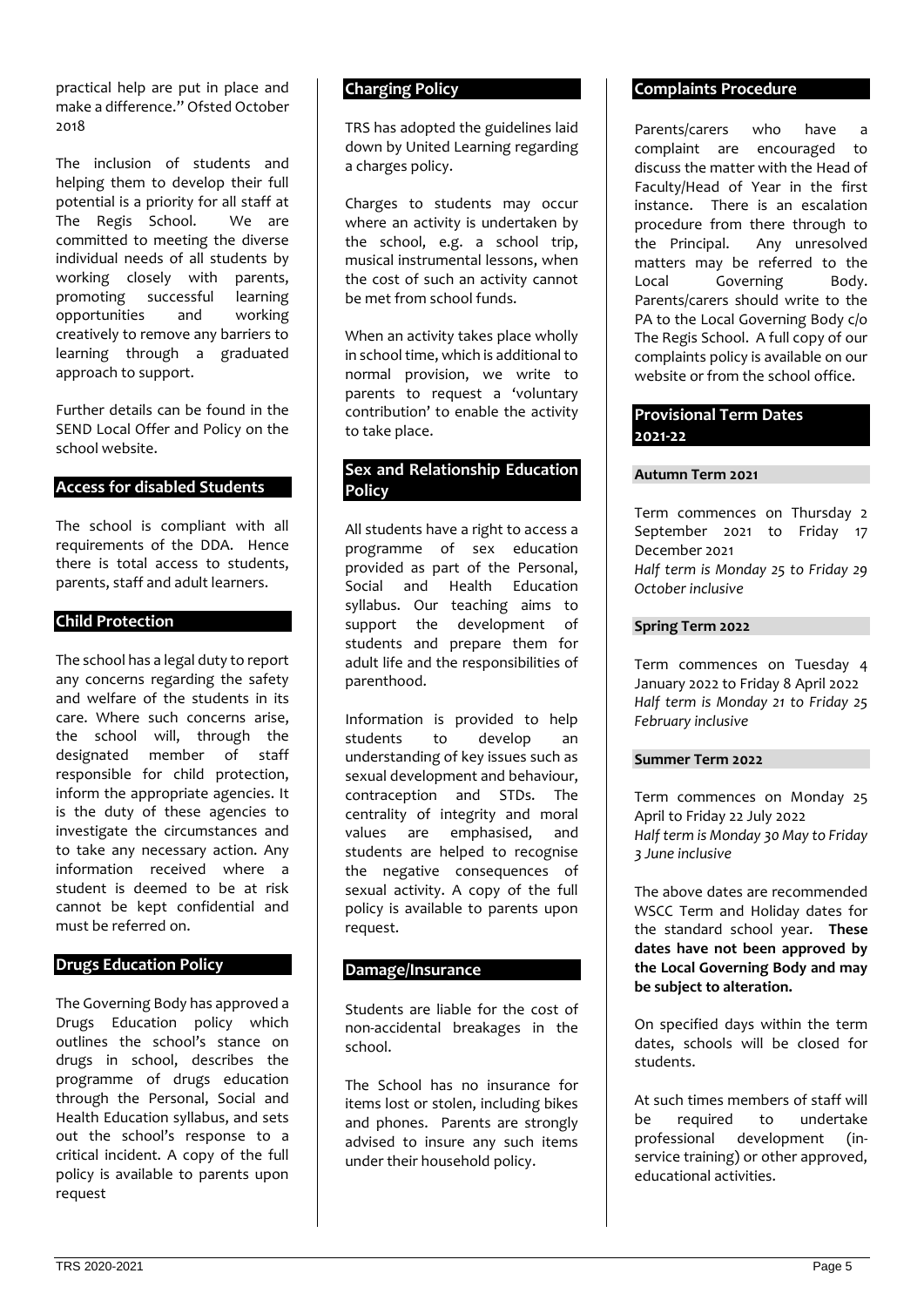practical help are put in place and make a difference." Ofsted October 2018

The inclusion of students and helping them to develop their full potential is a priority for all staff at The Regis School. We are committed to meeting the diverse individual needs of all students by working closely with parents, promoting successful learning opportunities and working creatively to remove any barriers to learning through a graduated approach to support.

Further details can be found in the SEND Local Offer and Policy on the school website.

## Access for disabled Students

The school is compliant with all requirements of the DDA. Hence there is total access to students, parents, staff and adult learners.

## Child Protection

The school has a legal duty to report any concerns regarding the safety and welfare of the students in its care. Where such concerns arise, the school will, through the designated member of staff responsible for child protection, inform the appropriate agencies. It is the duty of these agencies to investigate the circumstances and to take any necessary action. Any information received where a student is deemed to be at risk cannot be kept confidential and must be referred on.

## Drugs Education Policy

The Governing Body has approved a Drugs Education policy which outlines the school's stance on drugs in school, describes the programme of drugs education through the Personal, Social and Health Education syllabus, and sets out the school's response to a critical incident. A copy of the full policy is available to parents upon request

## Charging Policy

TRS has adopted the guidelines laid down by United Learning regarding a charges policy.

Charges to students may occur where an activity is undertaken by the school, e.g. a school trip, musical instrumental lessons, when the cost of such an activity cannot be met from school funds.

When an activity takes place wholly in school time, which is additional to normal provision, we write to parents to request a 'voluntary contribution' to enable the activity to take place.

## Sex and Relationship Education Policy

All students have a right to access a programme of sex education provided as part of the Personal, Social and Health Education syllabus. Our teaching aims to support the development of students and prepare them for adult life and the responsibilities of parenthood.

Information is provided to help students to develop an understanding of key issues such as sexual development and behaviour, contraception and STDs. The centrality of integrity and moral values are emphasised, and students are helped to recognise the negative consequences of sexual activity. A copy of the full policy is available to parents upon request.

## Damage/Insurance

Students are liable for the cost of non-accidental breakages in the school.

The School has no insurance for items lost or stolen, including bikes and phones. Parents are strongly advised to insure any such items under their household policy.

## Complaints Procedure

Parents/carers who have a complaint are encouraged to discuss the matter with the Head of Faculty/Head of Year in the first instance. There is an escalation procedure from there through to the Principal. Any unresolved matters may be referred to the Local Governing Body. Parents/carers should write to the PA to the Local Governing Body c/o The Regis School. A full copy of our complaints policy is available on our website or from the school office.

## Provisional Term Dates 2021-22

### Autumn Term 2021

Term commences on Thursday 2 September 2021 to Friday 17 December 2021
*Half term is Monday 25 to Friday 29 October inclusive*

### Spring Term 2022

Term commences on Tuesday 4 January 2022 to Friday 8 April 2022
*Half term is Monday 21 to Friday 25 February inclusive*

### Summer Term 2022

Term commences on Monday 25 April to Friday 22 July 2022
*Half term is Monday 30 May to Friday 3 June inclusive*

The above dates are recommended WSCC Term and Holiday dates for the standard school year. **These dates have not been approved by the Local Governing Body and may be subject to alteration.**

On specified days within the term dates, schools will be closed for students.

At such times members of staff will be required to undertake professional development (in-service training) or other approved, educational activities.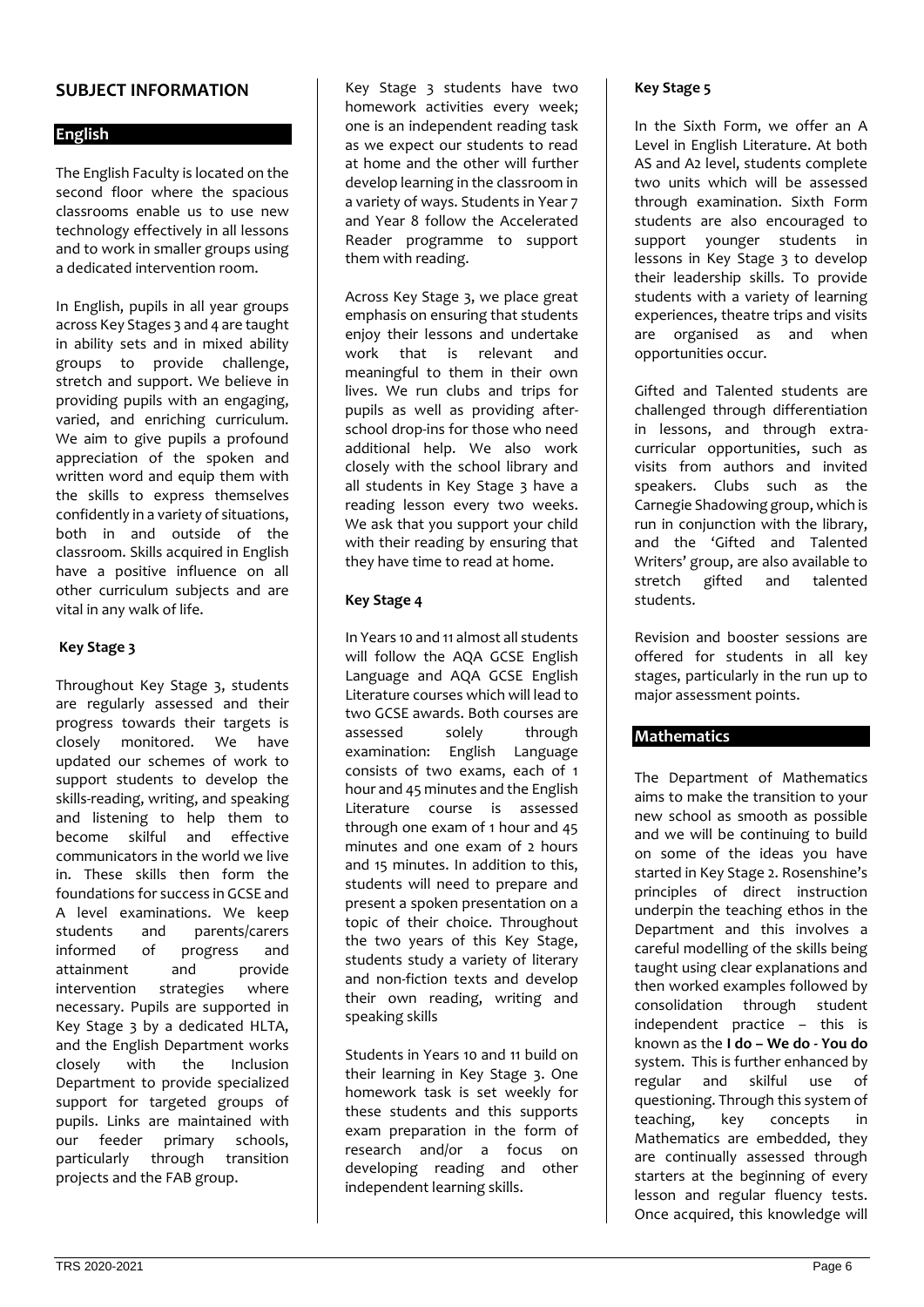## SUBJECT INFORMATION

### English

The English Faculty is located on the second floor where the spacious classrooms enable us to use new technology effectively in all lessons and to work in smaller groups using a dedicated intervention room.

In English, pupils in all year groups across Key Stages 3 and 4 are taught in ability sets and in mixed ability groups to provide challenge, stretch and support. We believe in providing pupils with an engaging, varied, and enriching curriculum. We aim to give pupils a profound appreciation of the spoken and written word and equip them with the skills to express themselves confidently in a variety of situations, both in and outside of the classroom. Skills acquired in English have a positive influence on all other curriculum subjects and are vital in any walk of life.

#### Key Stage 3

Throughout Key Stage 3, students are regularly assessed and their progress towards their targets is closely monitored. We have updated our schemes of work to support students to develop the skills-reading, writing, and speaking and listening to help them to become skilful and effective communicators in the world we live in. These skills then form the foundations for success in GCSE and A level examinations. We keep students and parents/carers informed of progress and attainment and provide intervention strategies where necessary. Pupils are supported in Key Stage 3 by a dedicated HLTA, and the English Department works closely with the Inclusion Department to provide specialized support for targeted groups of pupils. Links are maintained with our feeder primary schools, particularly through transition projects and the FAB group.

Key Stage 3 students have two homework activities every week; one is an independent reading task as we expect our students to read at home and the other will further develop learning in the classroom in a variety of ways. Students in Year 7 and Year 8 follow the Accelerated Reader programme to support them with reading.

Across Key Stage 3, we place great emphasis on ensuring that students enjoy their lessons and undertake work that is relevant and meaningful to them in their own lives. We run clubs and trips for pupils as well as providing after-school drop-ins for those who need additional help. We also work closely with the school library and all students in Key Stage 3 have a reading lesson every two weeks. We ask that you support your child with their reading by ensuring that they have time to read at home.

#### Key Stage 4

In Years 10 and 11 almost all students will follow the AQA GCSE English Language and AQA GCSE English Literature courses which will lead to two GCSE awards. Both courses are assessed solely through examination: English Language consists of two exams, each of 1 hour and 45 minutes and the English Literature course is assessed through one exam of 1 hour and 45 minutes and one exam of 2 hours and 15 minutes. In addition to this, students will need to prepare and present a spoken presentation on a topic of their choice. Throughout the two years of this Key Stage, students study a variety of literary and non-fiction texts and develop their own reading, writing and speaking skills

Students in Years 10 and 11 build on their learning in Key Stage 3. One homework task is set weekly for these students and this supports exam preparation in the form of research and/or a focus on developing reading and other independent learning skills.

#### Key Stage 5

In the Sixth Form, we offer an A Level in English Literature. At both AS and A2 level, students complete two units which will be assessed through examination. Sixth Form students are also encouraged to support younger students in lessons in Key Stage 3 to develop their leadership skills. To provide students with a variety of learning experiences, theatre trips and visits are organised as and when opportunities occur.

Gifted and Talented students are challenged through differentiation in lessons, and through extra-curricular opportunities, such as visits from authors and invited speakers. Clubs such as the Carnegie Shadowing group, which is run in conjunction with the library, and the 'Gifted and Talented Writers' group, are also available to stretch gifted and talented students.

Revision and booster sessions are offered for students in all key stages, particularly in the run up to major assessment points.

### Mathematics

The Department of Mathematics aims to make the transition to your new school as smooth as possible and we will be continuing to build on some of the ideas you have started in Key Stage 2. Rosenshine's principles of direct instruction underpin the teaching ethos in the Department and this involves a careful modelling of the skills being taught using clear explanations and then worked examples followed by consolidation through student independent practice – this is known as the **I do – We do - You do** system. This is further enhanced by regular and skilful use of questioning. Through this system of teaching, key concepts in Mathematics are embedded, they are continually assessed through starters at the beginning of every lesson and regular fluency tests. Once acquired, this knowledge will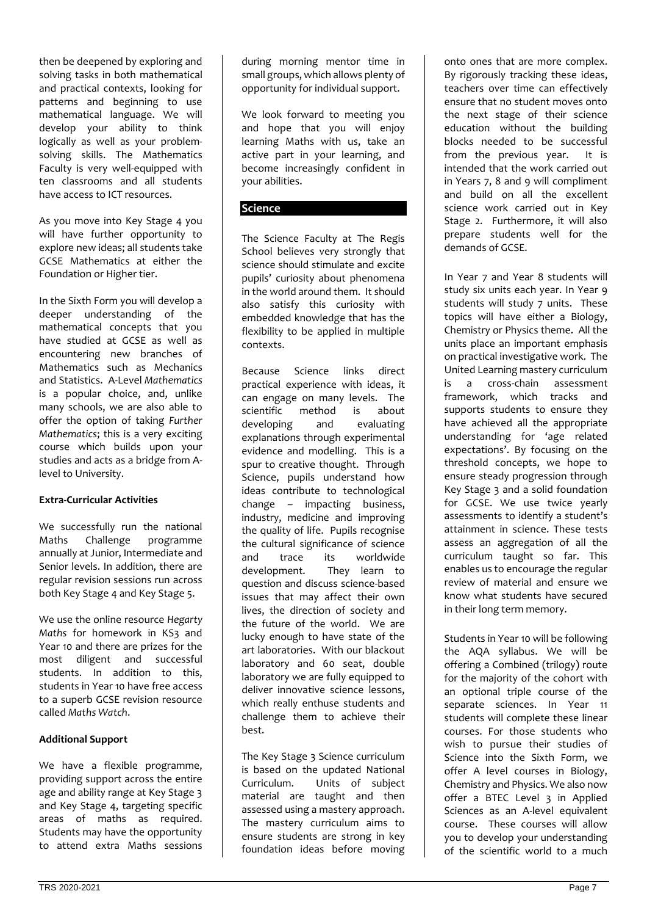then be deepened by exploring and solving tasks in both mathematical and practical contexts, looking for patterns and beginning to use mathematical language. We will develop your ability to think logically as well as your problem-solving skills. The Mathematics Faculty is very well-equipped with ten classrooms and all students have access to ICT resources.

As you move into Key Stage 4 you will have further opportunity to explore new ideas; all students take GCSE Mathematics at either the Foundation or Higher tier.

In the Sixth Form you will develop a deeper understanding of the mathematical concepts that you have studied at GCSE as well as encountering new branches of Mathematics such as Mechanics and Statistics. A-Level *Mathematics* is a popular choice, and, unlike many schools, we are also able to offer the option of taking *Further Mathematics*; this is a very exciting course which builds upon your studies and acts as a bridge from A-level to University.

**Extra-Curricular Activities**

We successfully run the national Maths Challenge programme annually at Junior, Intermediate and Senior levels. In addition, there are regular revision sessions run across both Key Stage 4 and Key Stage 5.

We use the online resource *Hegarty Maths* for homework in KS3 and Year 10 and there are prizes for the most diligent and successful students. In addition to this, students in Year 10 have free access to a superb GCSE revision resource called *Maths Watch*.

**Additional Support**

We have a flexible programme, providing support across the entire age and ability range at Key Stage 3 and Key Stage 4, targeting specific areas of maths as required. Students may have the opportunity to attend extra Maths sessions during morning mentor time in small groups, which allows plenty of opportunity for individual support.

We look forward to meeting you and hope that you will enjoy learning Maths with us, take an active part in your learning, and become increasingly confident in your abilities.

## Science

The Science Faculty at The Regis School believes very strongly that science should stimulate and excite pupils' curiosity about phenomena in the world around them. It should also satisfy this curiosity with embedded knowledge that has the flexibility to be applied in multiple contexts.

Because Science links direct practical experience with ideas, it can engage on many levels. The scientific method is about developing and evaluating explanations through experimental evidence and modelling. This is a spur to creative thought. Through Science, pupils understand how ideas contribute to technological change – impacting business, industry, medicine and improving the quality of life. Pupils recognise the cultural significance of science and trace its worldwide development. They learn to question and discuss science-based issues that may affect their own lives, the direction of society and the future of the world. We are lucky enough to have state of the art laboratories. With our blackout laboratory and 60 seat, double laboratory we are fully equipped to deliver innovative science lessons, which really enthuse students and challenge them to achieve their best.

The Key Stage 3 Science curriculum is based on the updated National Curriculum. Units of subject material are taught and then assessed using a mastery approach. The mastery curriculum aims to ensure students are strong in key foundation ideas before moving onto ones that are more complex. By rigorously tracking these ideas, teachers over time can effectively ensure that no student moves onto the next stage of their science education without the building blocks needed to be successful from the previous year. It is intended that the work carried out in Years 7, 8 and 9 will compliment and build on all the excellent science work carried out in Key Stage 2. Furthermore, it will also prepare students well for the demands of GCSE.

In Year 7 and Year 8 students will study six units each year. In Year 9 students will study 7 units. These topics will have either a Biology, Chemistry or Physics theme. All the units place an important emphasis on practical investigative work. The United Learning mastery curriculum is a cross-chain assessment framework, which tracks and supports students to ensure they have achieved all the appropriate understanding for 'age related expectations'. By focusing on the threshold concepts, we hope to ensure steady progression through Key Stage 3 and a solid foundation for GCSE. We use twice yearly assessments to identify a student's attainment in science. These tests assess an aggregation of all the curriculum taught so far. This enables us to encourage the regular review of material and ensure we know what students have secured in their long term memory.

Students in Year 10 will be following the AQA syllabus. We will be offering a Combined (trilogy) route for the majority of the cohort with an optional triple course of the separate sciences. In Year 11 students will complete these linear courses. For those students who wish to pursue their studies of Science into the Sixth Form, we offer A level courses in Biology, Chemistry and Physics. We also now offer a BTEC Level 3 in Applied Sciences as an A-level equivalent course. These courses will allow you to develop your understanding of the scientific world to a much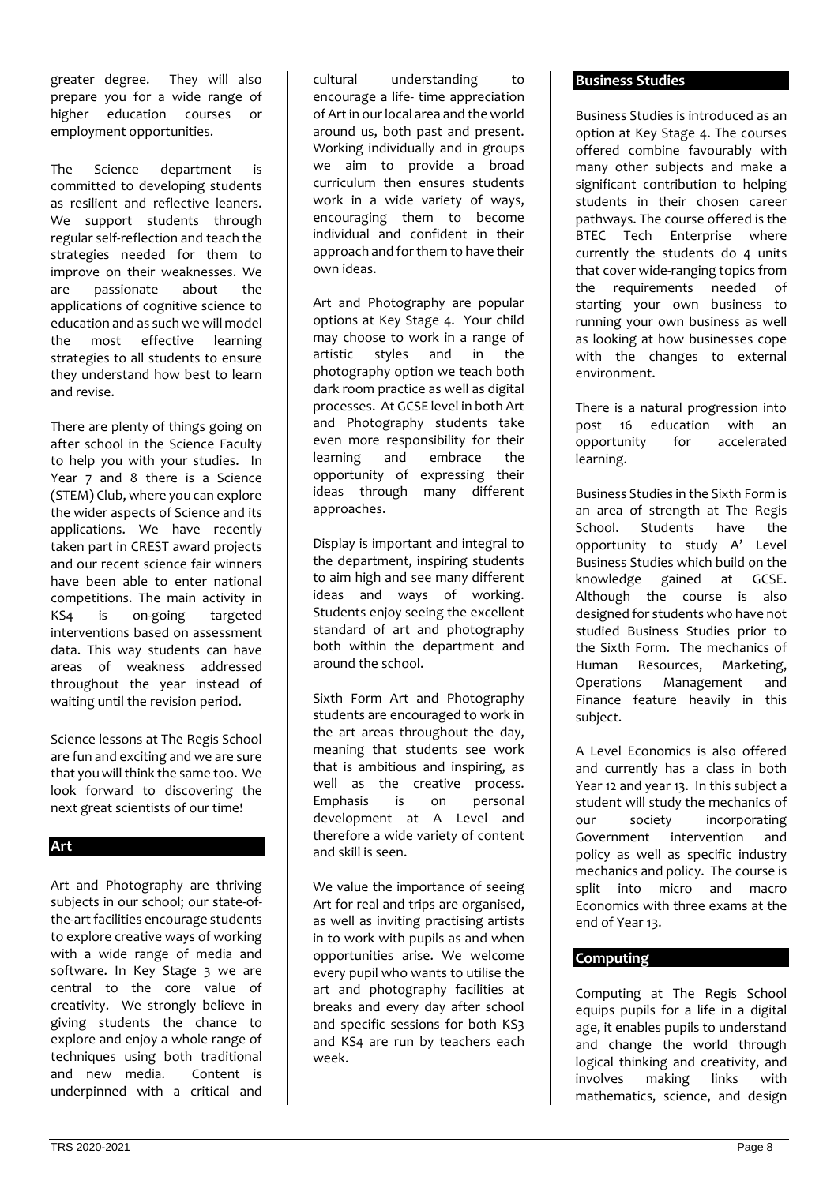greater degree. They will also prepare you for a wide range of higher education courses or employment opportunities.

The Science department is committed to developing students as resilient and reflective leaners. We support students through regular self-reflection and teach the strategies needed for them to improve on their weaknesses. We are passionate about the applications of cognitive science to education and as such we will model the most effective learning strategies to all students to ensure they understand how best to learn and revise.

There are plenty of things going on after school in the Science Faculty to help you with your studies. In Year 7 and 8 there is a Science (STEM) Club, where you can explore the wider aspects of Science and its applications. We have recently taken part in CREST award projects and our recent science fair winners have been able to enter national competitions. The main activity in KS4 is on-going targeted interventions based on assessment data. This way students can have areas of weakness addressed throughout the year instead of waiting until the revision period.

Science lessons at The Regis School are fun and exciting and we are sure that you will think the same too. We look forward to discovering the next great scientists of our time!

## Art

Art and Photography are thriving subjects in our school; our state-of-the-art facilities encourage students to explore creative ways of working with a wide range of media and software. In Key Stage 3 we are central to the core value of creativity. We strongly believe in giving students the chance to explore and enjoy a whole range of techniques using both traditional and new media. Content is underpinned with a critical and cultural understanding to encourage a life- time appreciation of Art in our local area and the world around us, both past and present. Working individually and in groups we aim to provide a broad curriculum then ensures students work in a wide variety of ways, encouraging them to become individual and confident in their approach and for them to have their own ideas.

Art and Photography are popular options at Key Stage 4. Your child may choose to work in a range of artistic styles and in the photography option we teach both dark room practice as well as digital processes. At GCSE level in both Art and Photography students take even more responsibility for their learning and embrace the opportunity of expressing their ideas through many different approaches.

Display is important and integral to the department, inspiring students to aim high and see many different ideas and ways of working. Students enjoy seeing the excellent standard of art and photography both within the department and around the school.

Sixth Form Art and Photography students are encouraged to work in the art areas throughout the day, meaning that students see work that is ambitious and inspiring, as well as the creative process. Emphasis is on personal development at A Level and therefore a wide variety of content and skill is seen.

We value the importance of seeing Art for real and trips are organised, as well as inviting practising artists in to work with pupils as and when opportunities arise. We welcome every pupil who wants to utilise the art and photography facilities at breaks and every day after school and specific sessions for both KS3 and KS4 are run by teachers each week.

## Business Studies

Business Studies is introduced as an option at Key Stage 4. The courses offered combine favourably with many other subjects and make a significant contribution to helping students in their chosen career pathways. The course offered is the BTEC Tech Enterprise where currently the students do 4 units that cover wide-ranging topics from the requirements needed of starting your own business to running your own business as well as looking at how businesses cope with the changes to external environment.

There is a natural progression into post 16 education with an opportunity for accelerated learning.

Business Studies in the Sixth Form is an area of strength at The Regis School. Students have the opportunity to study A' Level Business Studies which build on the knowledge gained at GCSE. Although the course is also designed for students who have not studied Business Studies prior to the Sixth Form. The mechanics of Human Resources, Marketing, Operations Management and Finance feature heavily in this subject.

A Level Economics is also offered and currently has a class in both Year 12 and year 13. In this subject a student will study the mechanics of our society incorporating Government intervention and policy as well as specific industry mechanics and policy. The course is split into micro and macro Economics with three exams at the end of Year 13.

## Computing

Computing at The Regis School equips pupils for a life in a digital age, it enables pupils to understand and change the world through logical thinking and creativity, and involves making links with mathematics, science, and design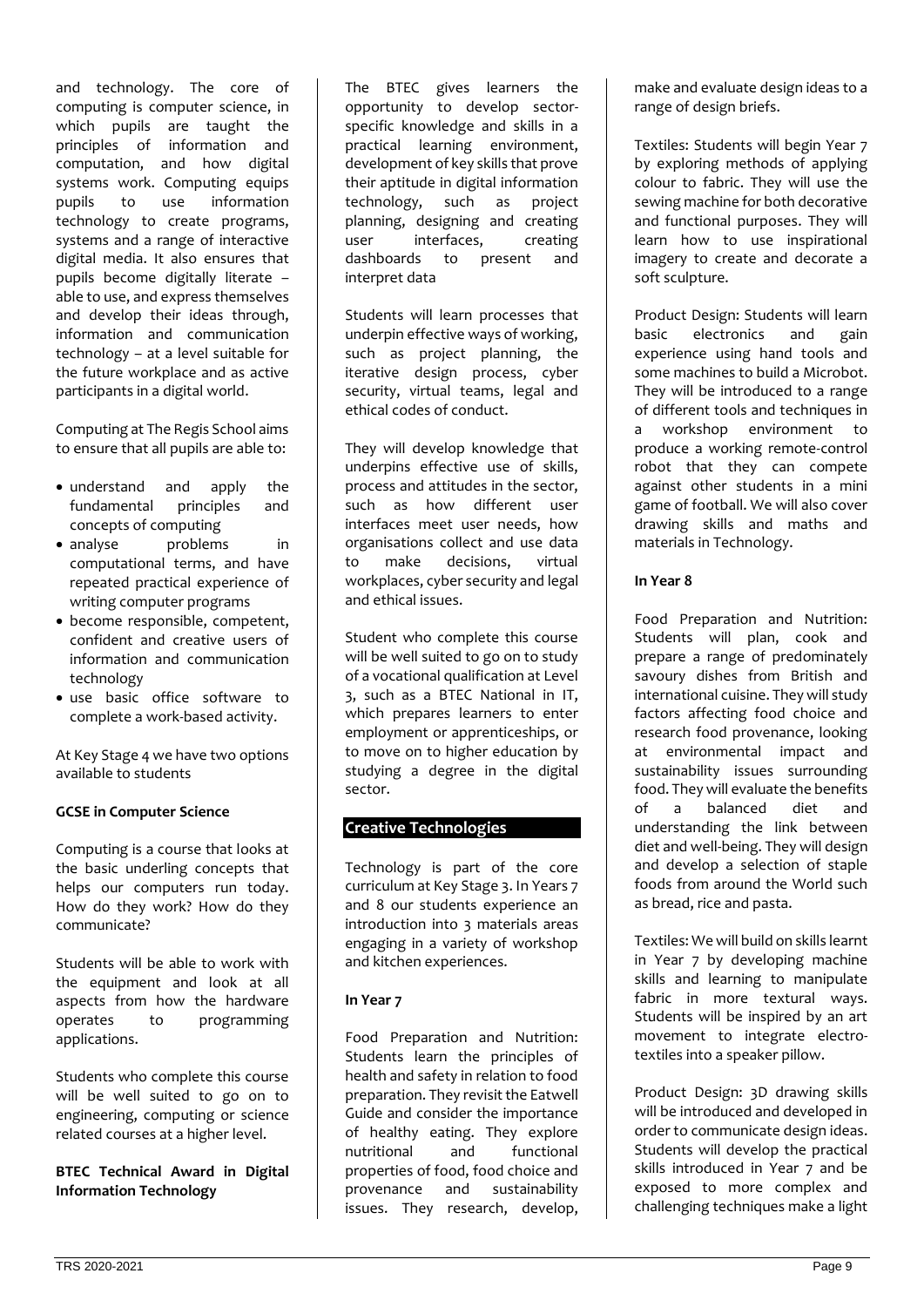and technology. The core of computing is computer science, in which pupils are taught the principles of information and computation, and how digital systems work. Computing equips pupils to use information technology to create programs, systems and a range of interactive digital media. It also ensures that pupils become digitally literate – able to use, and express themselves and develop their ideas through, information and communication technology – at a level suitable for the future workplace and as active participants in a digital world.

Computing at The Regis School aims to ensure that all pupils are able to:

- understand and apply the fundamental principles and concepts of computing
- analyse problems in computational terms, and have repeated practical experience of writing computer programs
- become responsible, competent, confident and creative users of information and communication technology
- use basic office software to complete a work-based activity.

At Key Stage 4 we have two options available to students

**GCSE in Computer Science**

Computing is a course that looks at the basic underling concepts that helps our computers run today. How do they work? How do they communicate?

Students will be able to work with the equipment and look at all aspects from how the hardware operates to programming applications.

Students who complete this course will be well suited to go on to engineering, computing or science related courses at a higher level.

**BTEC Technical Award in Digital Information Technology**

The BTEC gives learners the opportunity to develop sector-specific knowledge and skills in a practical learning environment, development of key skills that prove their aptitude in digital information technology, such as project planning, designing and creating user interfaces, creating dashboards to present and interpret data

Students will learn processes that underpin effective ways of working, such as project planning, the iterative design process, cyber security, virtual teams, legal and ethical codes of conduct.

They will develop knowledge that underpins effective use of skills, process and attitudes in the sector, such as how different user interfaces meet user needs, how organisations collect and use data to make decisions, virtual workplaces, cyber security and legal and ethical issues.

Student who complete this course will be well suited to go on to study of a vocational qualification at Level 3, such as a BTEC National in IT, which prepares learners to enter employment or apprenticeships, or to move on to higher education by studying a degree in the digital sector.

## Creative Technologies

Technology is part of the core curriculum at Key Stage 3. In Years 7 and 8 our students experience an introduction into 3 materials areas engaging in a variety of workshop and kitchen experiences.

**In Year 7**

Food Preparation and Nutrition: Students learn the principles of health and safety in relation to food preparation. They revisit the Eatwell Guide and consider the importance of healthy eating. They explore nutritional and functional properties of food, food choice and provenance and sustainability issues. They research, develop, make and evaluate design ideas to a range of design briefs.

Textiles: Students will begin Year 7 by exploring methods of applying colour to fabric. They will use the sewing machine for both decorative and functional purposes. They will learn how to use inspirational imagery to create and decorate a soft sculpture.

Product Design: Students will learn basic electronics and gain experience using hand tools and some machines to build a Microbot. They will be introduced to a range of different tools and techniques in a workshop environment to produce a working remote-control robot that they can compete against other students in a mini game of football. We will also cover drawing skills and maths and materials in Technology.

**In Year 8**

Food Preparation and Nutrition: Students will plan, cook and prepare a range of predominately savoury dishes from British and international cuisine. They will study factors affecting food choice and research food provenance, looking at environmental impact and sustainability issues surrounding food. They will evaluate the benefits of a balanced diet and understanding the link between diet and well-being. They will design and develop a selection of staple foods from around the World such as bread, rice and pasta.

Textiles: We will build on skills learnt in Year 7 by developing machine skills and learning to manipulate fabric in more textural ways. Students will be inspired by an art movement to integrate electro-textiles into a speaker pillow.

Product Design: 3D drawing skills will be introduced and developed in order to communicate design ideas. Students will develop the practical skills introduced in Year 7 and be exposed to more complex and challenging techniques make a light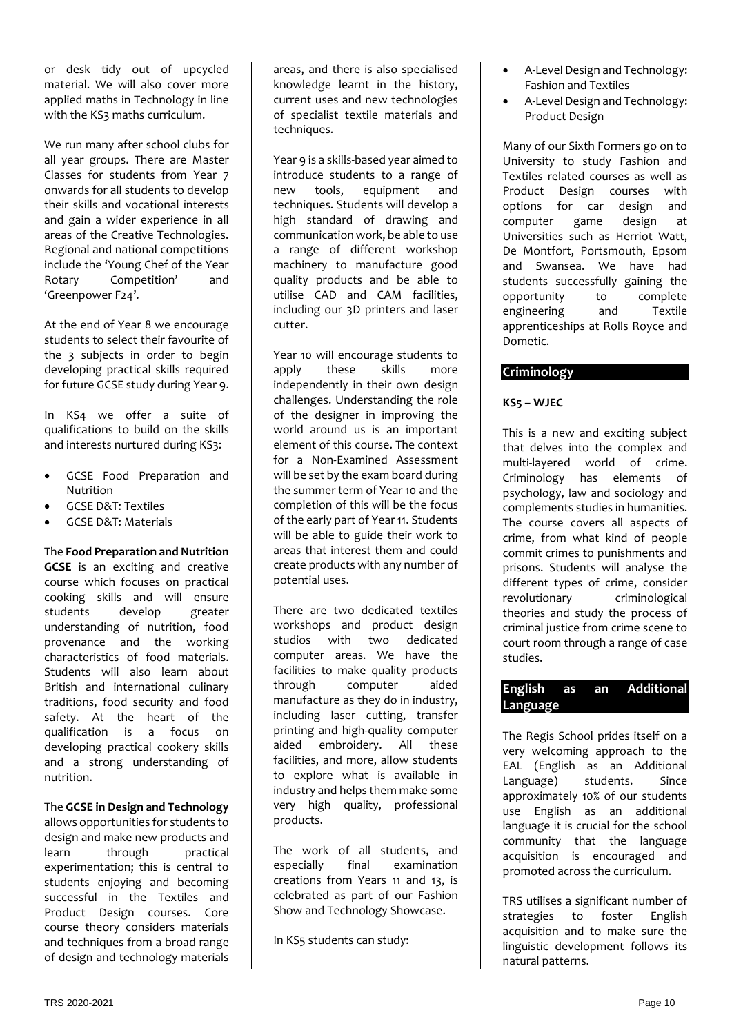or desk tidy out of upcycled material. We will also cover more applied maths in Technology in line with the KS3 maths curriculum.

We run many after school clubs for all year groups. There are Master Classes for students from Year 7 onwards for all students to develop their skills and vocational interests and gain a wider experience in all areas of the Creative Technologies. Regional and national competitions include the 'Young Chef of the Year Rotary Competition' and 'Greenpower F24'.

At the end of Year 8 we encourage students to select their favourite of the 3 subjects in order to begin developing practical skills required for future GCSE study during Year 9.

In KS4 we offer a suite of qualifications to build on the skills and interests nurtured during KS3:

- GCSE Food Preparation and Nutrition
- GCSE D&T: Textiles
- GCSE D&T: Materials

The **Food Preparation and Nutrition GCSE** is an exciting and creative course which focuses on practical cooking skills and will ensure students develop greater understanding of nutrition, food provenance and the working characteristics of food materials. Students will also learn about British and international culinary traditions, food security and food safety. At the heart of the qualification is a focus on developing practical cookery skills and a strong understanding of nutrition.

The **GCSE in Design and Technology** allows opportunities for students to design and make new products and learn through practical experimentation; this is central to students enjoying and becoming successful in the Textiles and Product Design courses. Core course theory considers materials and techniques from a broad range of design and technology materials areas, and there is also specialised knowledge learnt in the history, current uses and new technologies of specialist textile materials and techniques.

Year 9 is a skills-based year aimed to introduce students to a range of new tools, equipment and techniques. Students will develop a high standard of drawing and communication work, be able to use a range of different workshop machinery to manufacture good quality products and be able to utilise CAD and CAM facilities, including our 3D printers and laser cutter.

Year 10 will encourage students to apply these skills more independently in their own design challenges. Understanding the role of the designer in improving the world around us is an important element of this course. The context for a Non-Examined Assessment will be set by the exam board during the summer term of Year 10 and the completion of this will be the focus of the early part of Year 11. Students will be able to guide their work to areas that interest them and could create products with any number of potential uses.

There are two dedicated textiles workshops and product design studios with two dedicated computer areas. We have the facilities to make quality products through computer aided manufacture as they do in industry, including laser cutting, transfer printing and high-quality computer aided embroidery. All these facilities, and more, allow students to explore what is available in industry and helps them make some very high quality, professional products.

The work of all students, and especially final examination creations from Years 11 and 13, is celebrated as part of our Fashion Show and Technology Showcase.

In KS5 students can study:

- A-Level Design and Technology: Fashion and Textiles
- A-Level Design and Technology: Product Design

Many of our Sixth Formers go on to University to study Fashion and Textiles related courses as well as Product Design courses with options for car design and computer game design at Universities such as Herriot Watt, De Montfort, Portsmouth, Epsom and Swansea. We have had students successfully gaining the opportunity to complete engineering and Textile apprenticeships at Rolls Royce and Dometic.

## Criminology

**KS5 – WJEC**

This is a new and exciting subject that delves into the complex and multi-layered world of crime. Criminology has elements of psychology, law and sociology and complements studies in humanities. The course covers all aspects of crime, from what kind of people commit crimes to punishments and prisons. Students will analyse the different types of crime, consider revolutionary criminological theories and study the process of criminal justice from crime scene to court room through a range of case studies.

## English as an Additional Language

The Regis School prides itself on a very welcoming approach to the EAL (English as an Additional Language) students. Since approximately 10% of our students use English as an additional language it is crucial for the school community that the language acquisition is encouraged and promoted across the curriculum.

TRS utilises a significant number of strategies to foster English acquisition and to make sure the linguistic development follows its natural patterns.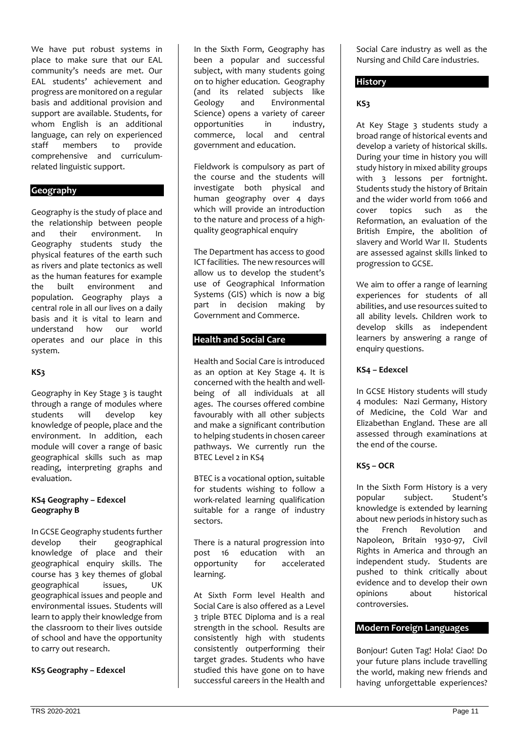We have put robust systems in place to make sure that our EAL community's needs are met. Our EAL students' achievement and progress are monitored on a regular basis and additional provision and support are available. Students, for whom English is an additional language, can rely on experienced staff members to provide comprehensive and curriculum-related linguistic support.

## Geography

Geography is the study of place and the relationship between people and their environment. In Geography students study the physical features of the earth such as rivers and plate tectonics as well as the human features for example the built environment and population. Geography plays a central role in all our lives on a daily basis and it is vital to learn and understand how our world operates and our place in this system.

### KS3

Geography in Key Stage 3 is taught through a range of modules where students will develop key knowledge of people, place and the environment. In addition, each module will cover a range of basic geographical skills such as map reading, interpreting graphs and evaluation.

### KS4 Geography – Edexcel Geography B

In GCSE Geography students further develop their geographical knowledge of place and their geographical enquiry skills. The course has 3 key themes of global geographical issues, UK geographical issues and people and environmental issues. Students will learn to apply their knowledge from the classroom to their lives outside of school and have the opportunity to carry out research.

### KS5 Geography – Edexcel

In the Sixth Form, Geography has been a popular and successful subject, with many students going on to higher education. Geography (and its related subjects like Geology and Environmental Science) opens a variety of career opportunities in industry, commerce, local and central government and education.

Fieldwork is compulsory as part of the course and the students will investigate both physical and human geography over 4 days which will provide an introduction to the nature and process of a high-quality geographical enquiry

The Department has access to good ICT facilities. The new resources will allow us to develop the student's use of Geographical Information Systems (GIS) which is now a big part in decision making by Government and Commerce.

## Health and Social Care

Health and Social Care is introduced as an option at Key Stage 4. It is concerned with the health and well-being of all individuals at all ages. The courses offered combine favourably with all other subjects and make a significant contribution to helping students in chosen career pathways. We currently run the BTEC Level 2 in KS4

BTEC is a vocational option, suitable for students wishing to follow a work-related learning qualification suitable for a range of industry sectors.

There is a natural progression into post 16 education with an opportunity for accelerated learning.

At Sixth Form level Health and Social Care is also offered as a Level 3 triple BTEC Diploma and is a real strength in the school. Results are consistently high with students consistently outperforming their target grades. Students who have studied this have gone on to have successful careers in the Health and Social Care industry as well as the Nursing and Child Care industries.

## History

### KS3

At Key Stage 3 students study a broad range of historical events and develop a variety of historical skills. During your time in history you will study history in mixed ability groups with 3 lessons per fortnight. Students study the history of Britain and the wider world from 1066 and cover topics such as the Reformation, an evaluation of the British Empire, the abolition of slavery and World War II. Students are assessed against skills linked to progression to GCSE.

We aim to offer a range of learning experiences for students of all abilities, and use resources suited to all ability levels. Children work to develop skills as independent learners by answering a range of enquiry questions.

### KS4 – Edexcel

In GCSE History students will study 4 modules: Nazi Germany, History of Medicine, the Cold War and Elizabethan England. These are all assessed through examinations at the end of the course.

### KS5 – OCR

In the Sixth Form History is a very popular subject. Student's knowledge is extended by learning about new periods in history such as the French Revolution and Napoleon, Britain 1930-97, Civil Rights in America and through an independent study. Students are pushed to think critically about evidence and to develop their own opinions about historical controversies.

## Modern Foreign Languages

Bonjour! Guten Tag! Hola! Ciao! Do your future plans include travelling the world, making new friends and having unforgettable experiences?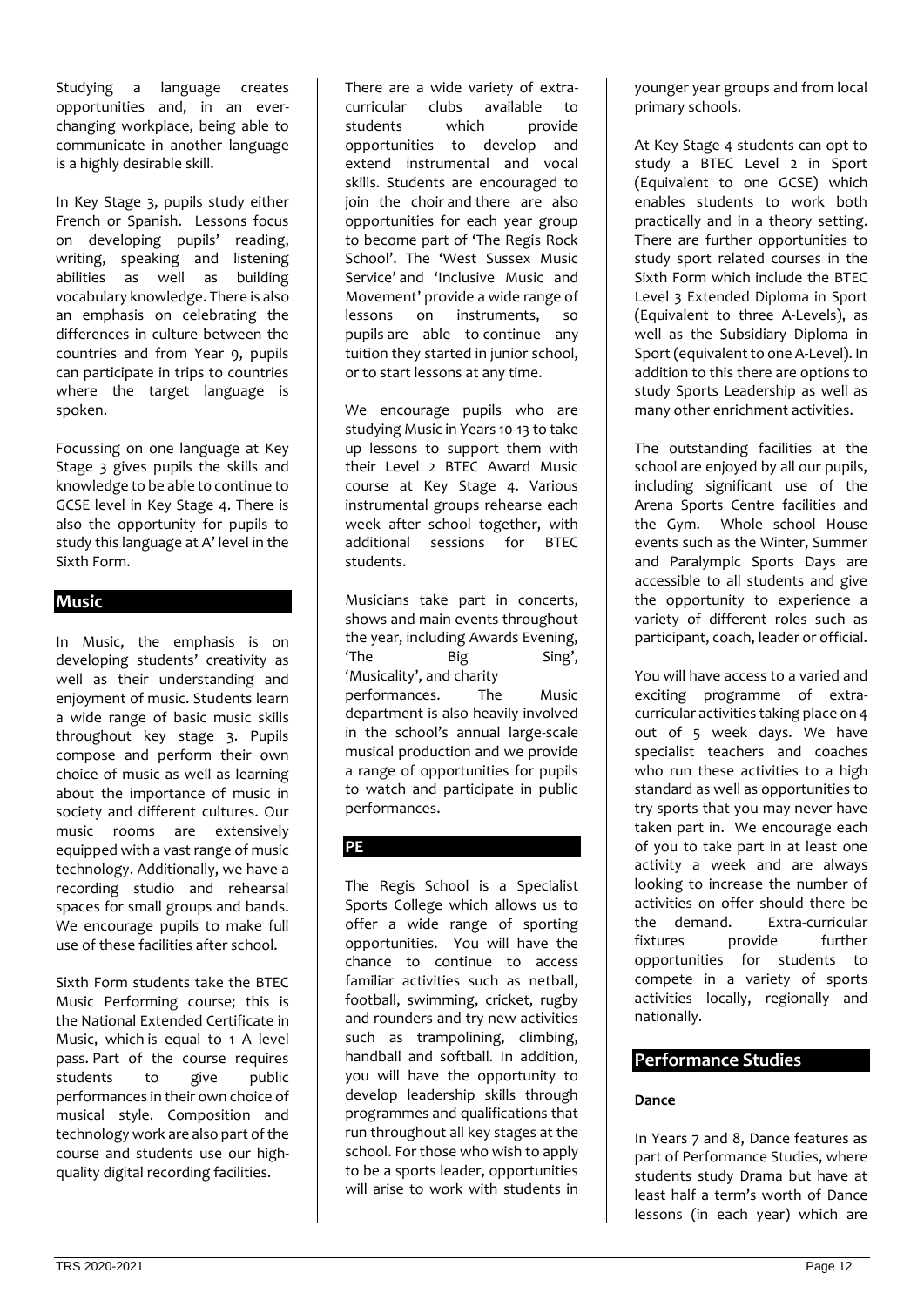Studying a language creates opportunities and, in an ever-changing workplace, being able to communicate in another language is a highly desirable skill.

In Key Stage 3, pupils study either French or Spanish. Lessons focus on developing pupils' reading, writing, speaking and listening abilities as well as building vocabulary knowledge. There is also an emphasis on celebrating the differences in culture between the countries and from Year 9, pupils can participate in trips to countries where the target language is spoken.

Focussing on one language at Key Stage 3 gives pupils the skills and knowledge to be able to continue to GCSE level in Key Stage 4. There is also the opportunity for pupils to study this language at A' level in the Sixth Form.

## Music

In Music, the emphasis is on developing students' creativity as well as their understanding and enjoyment of music. Students learn a wide range of basic music skills throughout key stage 3. Pupils compose and perform their own choice of music as well as learning about the importance of music in society and different cultures. Our music rooms are extensively equipped with a vast range of music technology. Additionally, we have a recording studio and rehearsal spaces for small groups and bands. We encourage pupils to make full use of these facilities after school.

Sixth Form students take the BTEC Music Performing course; this is the National Extended Certificate in Music, which is equal to 1 A level pass. Part of the course requires students to give public performances in their own choice of musical style. Composition and technology work are also part of the course and students use our high-quality digital recording facilities.

There are a wide variety of extra-curricular clubs available to students which provide opportunities to develop and extend instrumental and vocal skills. Students are encouraged to join the choir and there are also opportunities for each year group to become part of 'The Regis Rock School'. The 'West Sussex Music Service' and 'Inclusive Music and Movement' provide a wide range of lessons on instruments, so pupils are able to continue any tuition they started in junior school, or to start lessons at any time.

We encourage pupils who are studying Music in Years 10-13 to take up lessons to support them with their Level 2 BTEC Award Music course at Key Stage 4. Various instrumental groups rehearse each week after school together, with additional sessions for BTEC students.

Musicians take part in concerts, shows and main events throughout the year, including Awards Evening, 'The Big Sing', 'Musicality', and charity performances. The Music department is also heavily involved in the school's annual large-scale musical production and we provide a range of opportunities for pupils to watch and participate in public performances.

## PE

The Regis School is a Specialist Sports College which allows us to offer a wide range of sporting opportunities. You will have the chance to continue to access familiar activities such as netball, football, swimming, cricket, rugby and rounders and try new activities such as trampolining, climbing, handball and softball. In addition, you will have the opportunity to develop leadership skills through programmes and qualifications that run throughout all key stages at the school. For those who wish to apply to be a sports leader, opportunities will arise to work with students in younger year groups and from local primary schools.

At Key Stage 4 students can opt to study a BTEC Level 2 in Sport (Equivalent to one GCSE) which enables students to work both practically and in a theory setting. There are further opportunities to study sport related courses in the Sixth Form which include the BTEC Level 3 Extended Diploma in Sport (Equivalent to three A-Levels), as well as the Subsidiary Diploma in Sport (equivalent to one A-Level). In addition to this there are options to study Sports Leadership as well as many other enrichment activities.

The outstanding facilities at the school are enjoyed by all our pupils, including significant use of the Arena Sports Centre facilities and the Gym. Whole school House events such as the Winter, Summer and Paralympic Sports Days are accessible to all students and give the opportunity to experience a variety of different roles such as participant, coach, leader or official.

You will have access to a varied and exciting programme of extra-curricular activities taking place on 4 out of 5 week days. We have specialist teachers and coaches who run these activities to a high standard as well as opportunities to try sports that you may never have taken part in. We encourage each of you to take part in at least one activity a week and are always looking to increase the number of activities on offer should there be the demand. Extra-curricular fixtures provide further opportunities for students to compete in a variety of sports activities locally, regionally and nationally.

## Performance Studies

### Dance

In Years 7 and 8, Dance features as part of Performance Studies, where students study Drama but have at least half a term's worth of Dance lessons (in each year) which are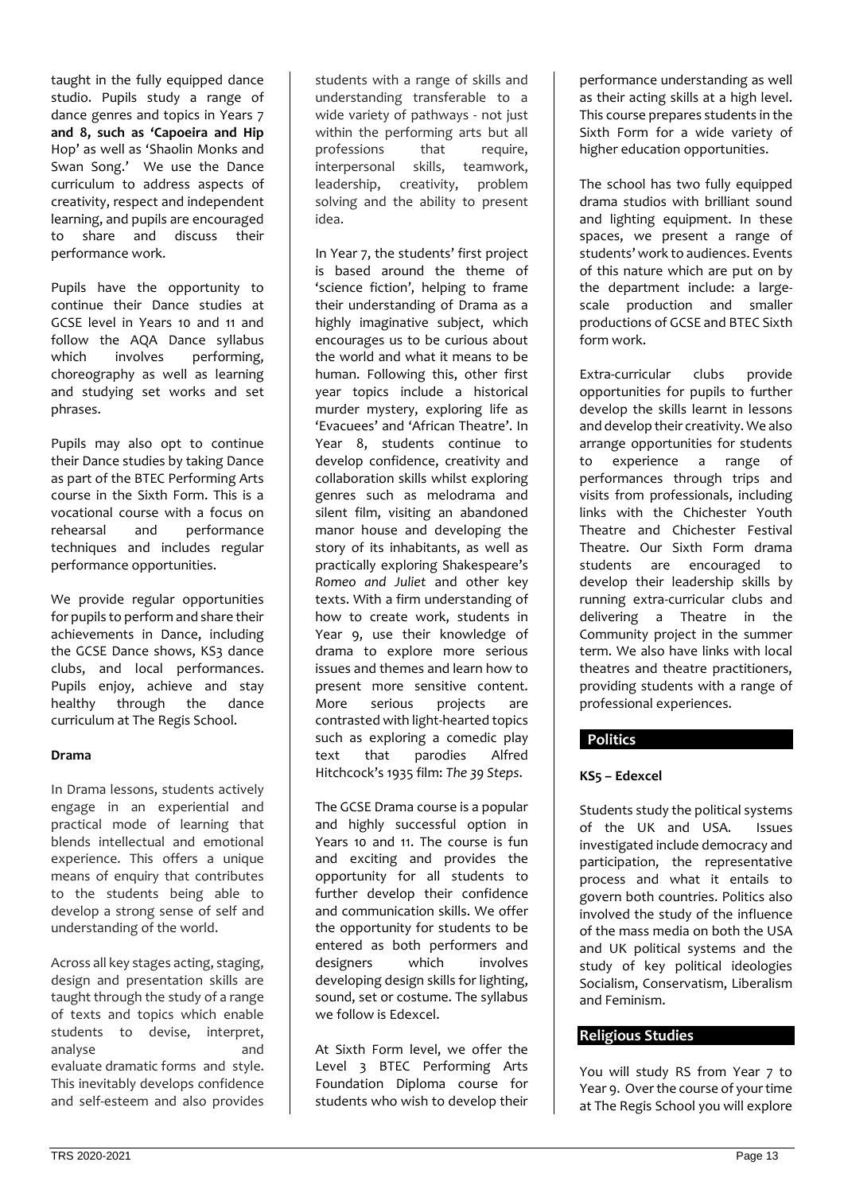taught in the fully equipped dance studio. Pupils study a range of dance genres and topics in Years 7 **and 8, such as 'Capoeira and Hip** Hop' as well as 'Shaolin Monks and Swan Song.' We use the Dance curriculum to address aspects of creativity, respect and independent learning, and pupils are encouraged to share and discuss their performance work.

Pupils have the opportunity to continue their Dance studies at GCSE level in Years 10 and 11 and follow the AQA Dance syllabus which involves performing, choreography as well as learning and studying set works and set phrases.

Pupils may also opt to continue their Dance studies by taking Dance as part of the BTEC Performing Arts course in the Sixth Form. This is a vocational course with a focus on rehearsal and performance techniques and includes regular performance opportunities.

We provide regular opportunities for pupils to perform and share their achievements in Dance, including the GCSE Dance shows, KS3 dance clubs, and local performances. Pupils enjoy, achieve and stay healthy through the dance curriculum at The Regis School.

**Drama**

In Drama lessons, students actively engage in an experiential and practical mode of learning that blends intellectual and emotional experience. This offers a unique means of enquiry that contributes to the students being able to develop a strong sense of self and understanding of the world.

Across all key stages acting, staging, design and presentation skills are taught through the study of a range of texts and topics which enable students to devise, interpret, analyse and evaluate dramatic forms and style. This inevitably develops confidence and self-esteem and also provides students with a range of skills and understanding transferable to a wide variety of pathways - not just within the performing arts but all professions that require, interpersonal skills, teamwork, leadership, creativity, problem solving and the ability to present idea.

In Year 7, the students' first project is based around the theme of 'science fiction', helping to frame their understanding of Drama as a highly imaginative subject, which encourages us to be curious about the world and what it means to be human. Following this, other first year topics include a historical murder mystery, exploring life as 'Evacuees' and 'African Theatre'. In Year 8, students continue to develop confidence, creativity and collaboration skills whilst exploring genres such as melodrama and silent film, visiting an abandoned manor house and developing the story of its inhabitants, as well as practically exploring Shakespeare's *Romeo and Juliet* and other key texts. With a firm understanding of how to create work, students in Year 9, use their knowledge of drama to explore more serious issues and themes and learn how to present more sensitive content. More serious projects are contrasted with light-hearted topics such as exploring a comedic play text that parodies Alfred Hitchcock's 1935 film: *The 39 Steps*.

The GCSE Drama course is a popular and highly successful option in Years 10 and 11. The course is fun and exciting and provides the opportunity for all students to further develop their confidence and communication skills. We offer the opportunity for students to be entered as both performers and designers which involves developing design skills for lighting, sound, set or costume. The syllabus we follow is Edexcel.

At Sixth Form level, we offer the Level 3 BTEC Performing Arts Foundation Diploma course for students who wish to develop their performance understanding as well as their acting skills at a high level. This course prepares students in the Sixth Form for a wide variety of higher education opportunities.

The school has two fully equipped drama studios with brilliant sound and lighting equipment. In these spaces, we present a range of students' work to audiences. Events of this nature which are put on by the department include: a large-scale production and smaller productions of GCSE and BTEC Sixth form work.

Extra-curricular clubs provide opportunities for pupils to further develop the skills learnt in lessons and develop their creativity. We also arrange opportunities for students to experience a range of performances through trips and visits from professionals, including links with the Chichester Youth Theatre and Chichester Festival Theatre. Our Sixth Form drama students are encouraged to develop their leadership skills by running extra-curricular clubs and delivering a Theatre in the Community project in the summer term. We also have links with local theatres and theatre practitioners, providing students with a range of professional experiences.

## Politics

**KS5 – Edexcel**

Students study the political systems of the UK and USA. Issues investigated include democracy and participation, the representative process and what it entails to govern both countries. Politics also involved the study of the influence of the mass media on both the USA and UK political systems and the study of key political ideologies Socialism, Conservatism, Liberalism and Feminism.

## Religious Studies

You will study RS from Year 7 to Year 9. Over the course of your time at The Regis School you will explore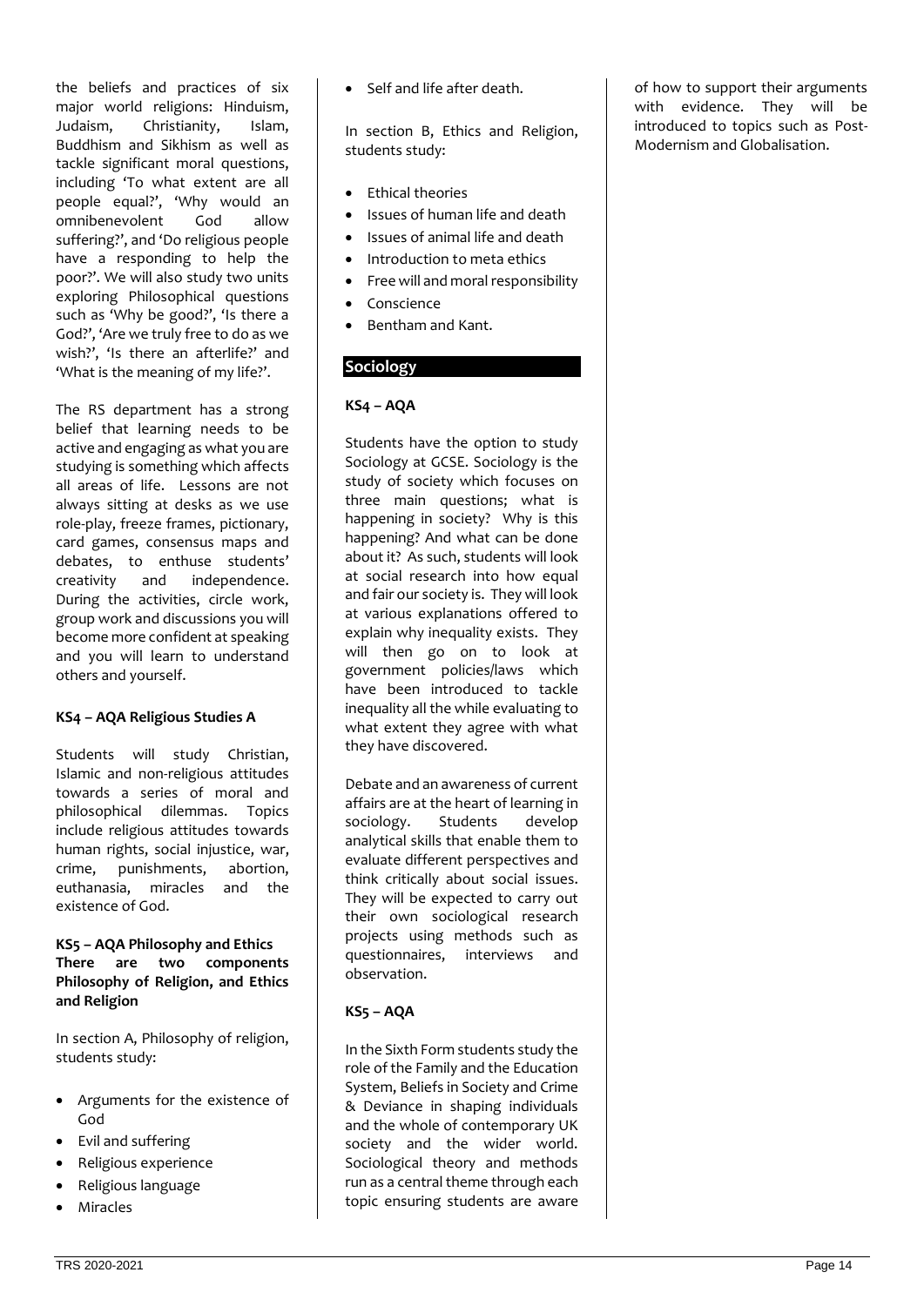the beliefs and practices of six major world religions: Hinduism, Judaism, Christianity, Islam, Buddhism and Sikhism as well as tackle significant moral questions, including 'To what extent are all people equal?', 'Why would an omnibenevolent God allow suffering?', and 'Do religious people have a responding to help the poor?'. We will also study two units exploring Philosophical questions such as 'Why be good?', 'Is there a God?', 'Are we truly free to do as we wish?', 'Is there an afterlife?' and 'What is the meaning of my life?'.

The RS department has a strong belief that learning needs to be active and engaging as what you are studying is something which affects all areas of life. Lessons are not always sitting at desks as we use role-play, freeze frames, pictionary, card games, consensus maps and debates, to enthuse students' creativity and independence. During the activities, circle work, group work and discussions you will become more confident at speaking and you will learn to understand others and yourself.

**KS4 – AQA Religious Studies A**

Students will study Christian, Islamic and non-religious attitudes towards a series of moral and philosophical dilemmas. Topics include religious attitudes towards human rights, social injustice, war, crime, punishments, abortion, euthanasia, miracles and the existence of God.

**KS5 – AQA Philosophy and Ethics**
**There are two components Philosophy of Religion, and Ethics and Religion**

In section A, Philosophy of religion, students study:

- Arguments for the existence of God
- Evil and suffering
- Religious experience
- Religious language
- Miracles
- Self and life after death.

In section B, Ethics and Religion, students study:

- Ethical theories
- Issues of human life and death
- Issues of animal life and death
- Introduction to meta ethics
- Free will and moral responsibility
- Conscience
- Bentham and Kant.

## Sociology

**KS4 – AQA**

Students have the option to study Sociology at GCSE. Sociology is the study of society which focuses on three main questions; what is happening in society? Why is this happening? And what can be done about it? As such, students will look at social research into how equal and fair our society is. They will look at various explanations offered to explain why inequality exists. They will then go on to look at government policies/laws which have been introduced to tackle inequality all the while evaluating to what extent they agree with what they have discovered.

Debate and an awareness of current affairs are at the heart of learning in sociology. Students develop analytical skills that enable them to evaluate different perspectives and think critically about social issues. They will be expected to carry out their own sociological research projects using methods such as questionnaires, interviews and observation.

**KS5 – AQA**

In the Sixth Form students study the role of the Family and the Education System, Beliefs in Society and Crime & Deviance in shaping individuals and the whole of contemporary UK society and the wider world. Sociological theory and methods run as a central theme through each topic ensuring students are aware of how to support their arguments with evidence. They will be introduced to topics such as Post-Modernism and Globalisation.